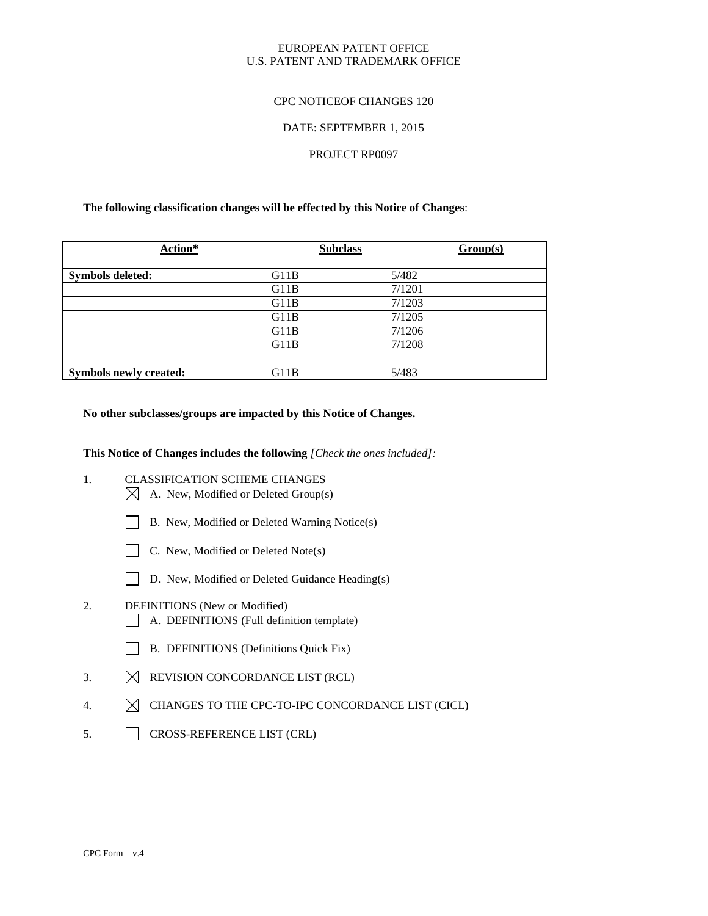EUROPEAN PATENT OFFICE
U.S. PATENT AND TRADEMARK OFFICE

CPC NOTICEOF CHANGES 120

DATE: SEPTEMBER 1, 2015

PROJECT RP0097

**The following classification changes will be effected by this Notice of Changes**:

| Action* | Subclass | Group(s) |
|---|---|---|
| **Symbols deleted:** | G11B | 5/482 |
| | G11B | 7/1201 |
| | G11B | 7/1203 |
| | G11B | 7/1205 |
| | G11B | 7/1206 |
| | G11B | 7/1208 |
| | | |
| **Symbols newly created:** | G11B | 5/483 |

**No other subclasses/groups are impacted by this Notice of Changes.**

**This Notice of Changes includes the following** *[Check the ones included]:*

1. CLASSIFICATION SCHEME CHANGES
   - ☒ A. New, Modified or Deleted Group(s)
   - ☐ B. New, Modified or Deleted Warning Notice(s)
   - ☐ C. New, Modified or Deleted Note(s)
   - ☐ D. New, Modified or Deleted Guidance Heading(s)
2. DEFINITIONS (New or Modified)
   - ☐ A. DEFINITIONS (Full definition template)
   - ☐ B. DEFINITIONS (Definitions Quick Fix)
3. ☒ REVISION CONCORDANCE LIST (RCL)
4. ☒ CHANGES TO THE CPC-TO-IPC CONCORDANCE LIST (CICL)
5. ☐ CROSS-REFERENCE LIST (CRL)

CPC Form – v.4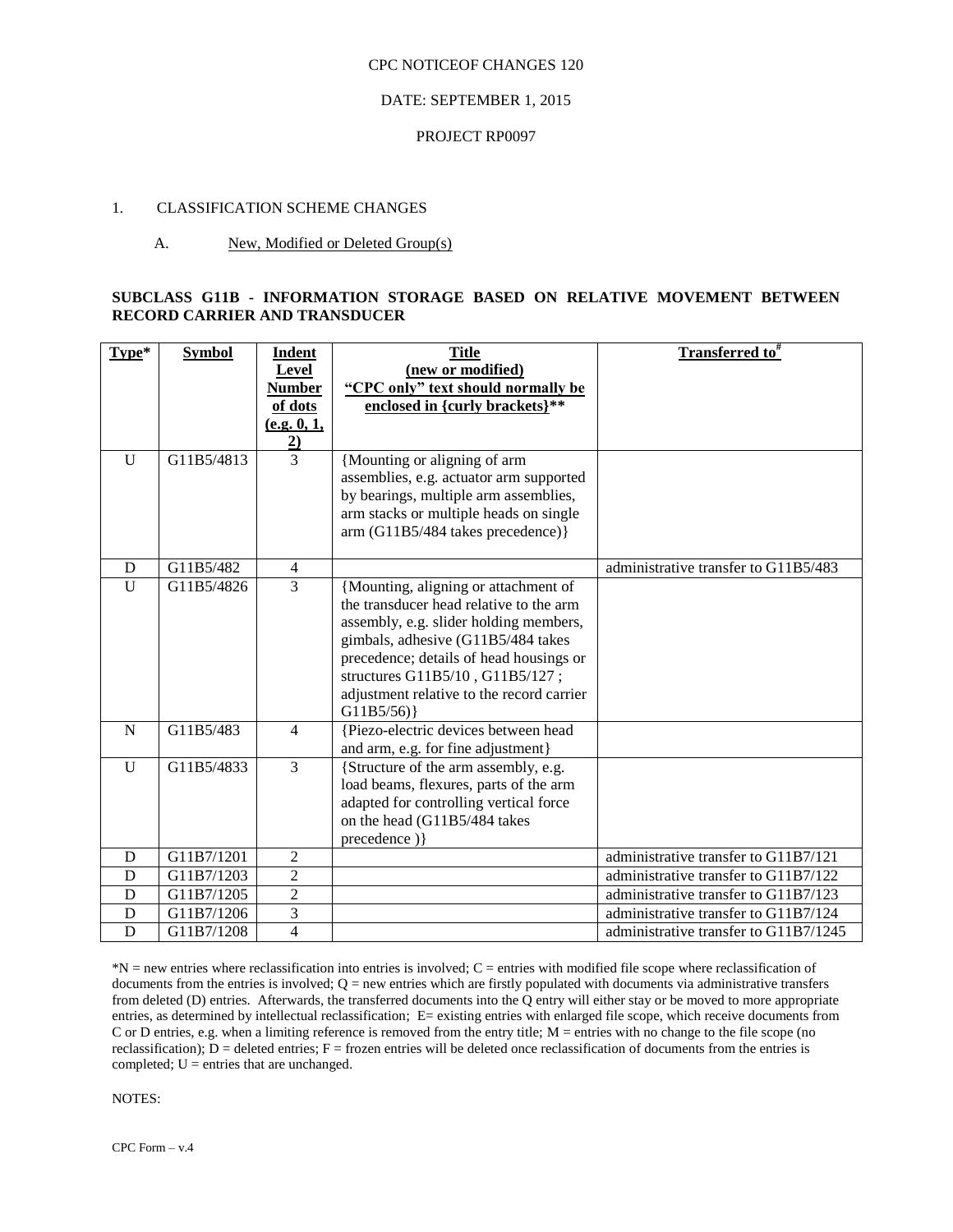CPC NOTICEOF CHANGES 120

DATE: SEPTEMBER 1, 2015

PROJECT RP0097

1. CLASSIFICATION SCHEME CHANGES

A. New, Modified or Deleted Group(s)

**SUBCLASS G11B - INFORMATION STORAGE BASED ON RELATIVE MOVEMENT BETWEEN RECORD CARRIER AND TRANSDUCER**

| Type* | Symbol | Indent Level Number of dots (e.g. 0, 1, 2) | Title (new or modified) "CPC only" text should normally be enclosed in {curly brackets}** | Transferred to# |
|---|---|---|---|---|
| U | G11B5/4813 | 3 | {Mounting or aligning of arm assemblies, e.g. actuator arm supported by bearings, multiple arm assemblies, arm stacks or multiple heads on single arm (G11B5/484 takes precedence)} | |
| D | G11B5/482 | 4 | | administrative transfer to G11B5/483 |
| U | G11B5/4826 | 3 | {Mounting, aligning or attachment of the transducer head relative to the arm assembly, e.g. slider holding members, gimbals, adhesive (G11B5/484 takes precedence; details of head housings or structures G11B5/10 , G11B5/127 ; adjustment relative to the record carrier G11B5/56)} | |
| N | G11B5/483 | 4 | {Piezo-electric devices between head and arm, e.g. for fine adjustment} | |
| U | G11B5/4833 | 3 | {Structure of the arm assembly, e.g. load beams, flexures, parts of the arm adapted for controlling vertical force on the head (G11B5/484 takes precedence )} | |
| D | G11B7/1201 | 2 | | administrative transfer to G11B7/121 |
| D | G11B7/1203 | 2 | | administrative transfer to G11B7/122 |
| D | G11B7/1205 | 2 | | administrative transfer to G11B7/123 |
| D | G11B7/1206 | 3 | | administrative transfer to G11B7/124 |
| D | G11B7/1208 | 4 | | administrative transfer to G11B7/1245 |

*N = new entries where reclassification into entries is involved; C = entries with modified file scope where reclassification of documents from the entries is involved; Q = new entries which are firstly populated with documents via administrative transfers from deleted (D) entries. Afterwards, the transferred documents into the Q entry will either stay or be moved to more appropriate entries, as determined by intellectual reclassification; E= existing entries with enlarged file scope, which receive documents from C or D entries, e.g. when a limiting reference is removed from the entry title; M = entries with no change to the file scope (no reclassification); D = deleted entries; F = frozen entries will be deleted once reclassification of documents from the entries is completed; U = entries that are unchanged.

NOTES:

CPC Form – v.4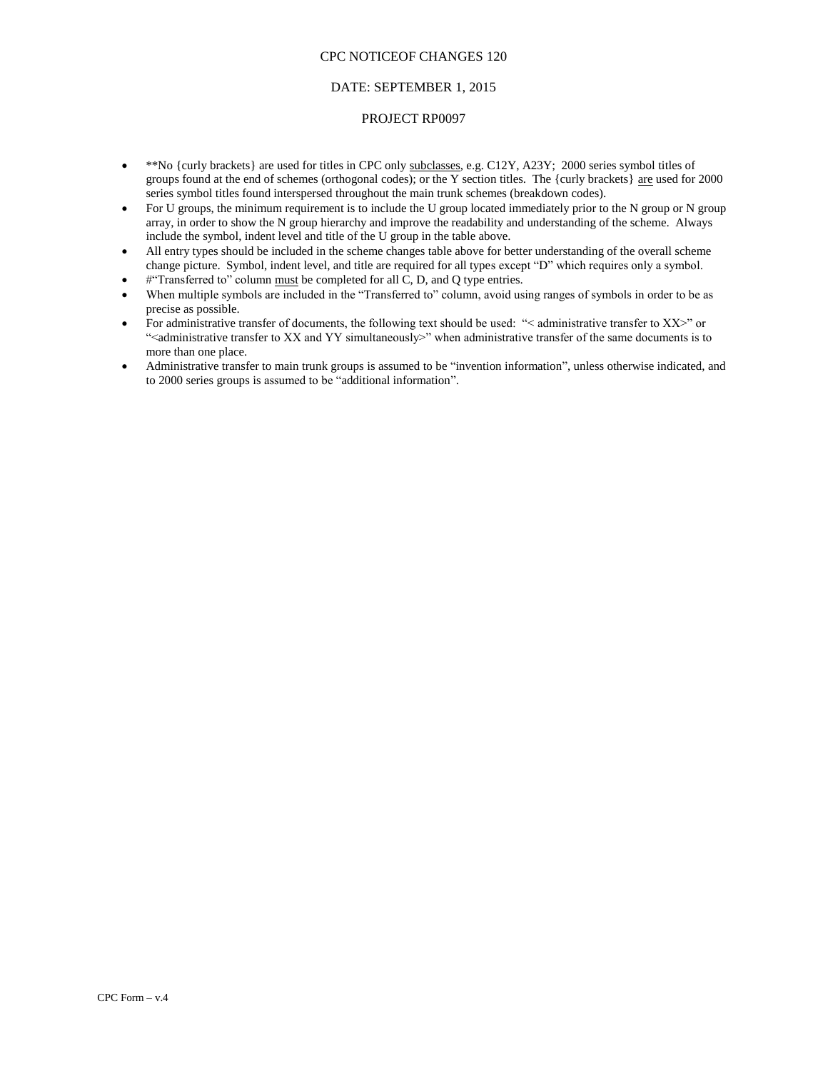CPC NOTICEOF CHANGES 120

DATE: SEPTEMBER 1, 2015

PROJECT RP0097

- **No {curly brackets} are used for titles in CPC only subclasses, e.g. C12Y, A23Y; 2000 series symbol titles of groups found at the end of schemes (orthogonal codes); or the Y section titles. The {curly brackets} are used for 2000 series symbol titles found interspersed throughout the main trunk schemes (breakdown codes).
- For U groups, the minimum requirement is to include the U group located immediately prior to the N group or N group array, in order to show the N group hierarchy and improve the readability and understanding of the scheme. Always include the symbol, indent level and title of the U group in the table above.
- All entry types should be included in the scheme changes table above for better understanding of the overall scheme change picture. Symbol, indent level, and title are required for all types except "D" which requires only a symbol.
- #"Transferred to" column must be completed for all C, D, and Q type entries.
- When multiple symbols are included in the "Transferred to" column, avoid using ranges of symbols in order to be as precise as possible.
- For administrative transfer of documents, the following text should be used: "< administrative transfer to XX>" or "<administrative transfer to XX and YY simultaneously>" when administrative transfer of the same documents is to more than one place.
- Administrative transfer to main trunk groups is assumed to be "invention information", unless otherwise indicated, and to 2000 series groups is assumed to be "additional information".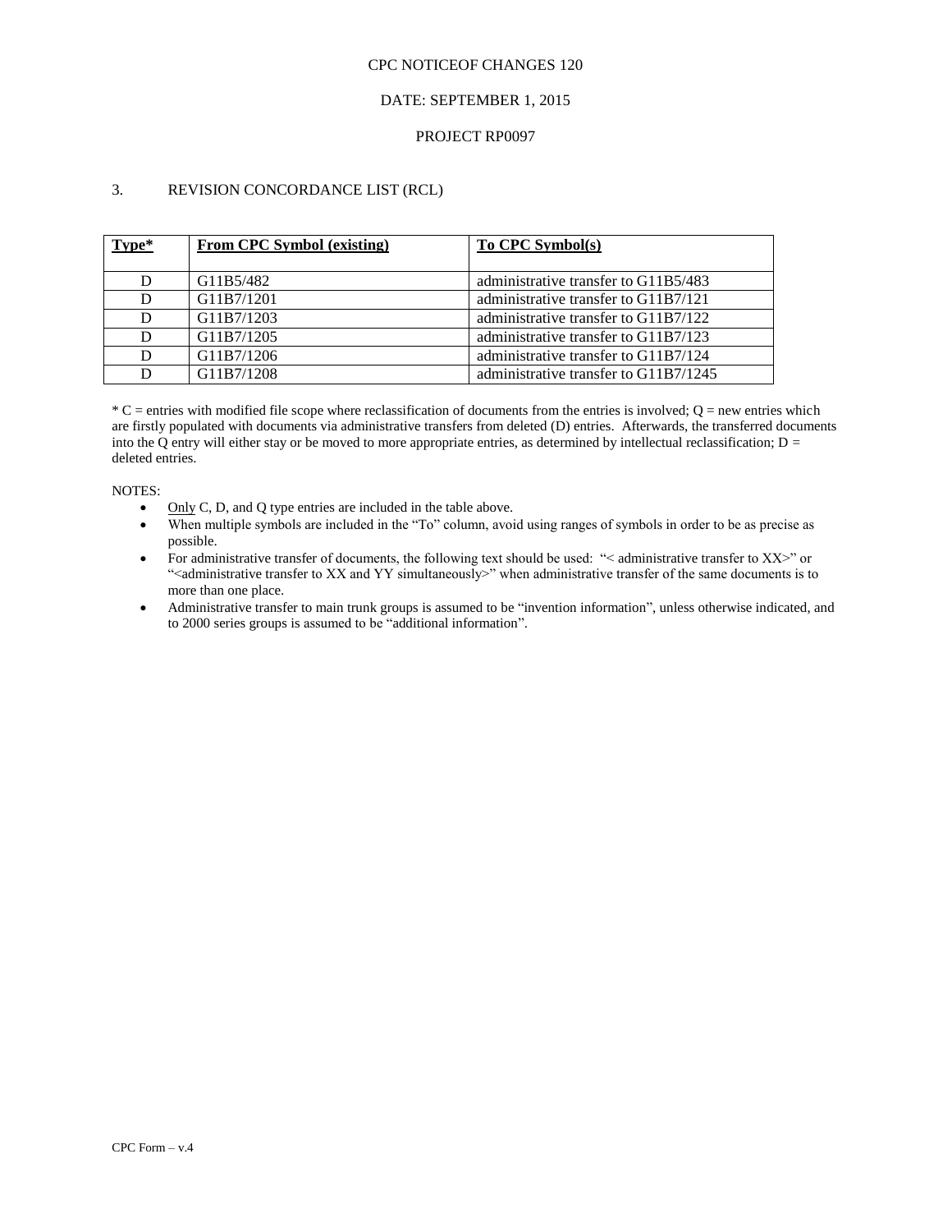CPC NOTICEOF CHANGES 120

DATE: SEPTEMBER 1, 2015

PROJECT RP0097

3. REVISION CONCORDANCE LIST (RCL)

| **Type*** | **From CPC Symbol (existing)** | **To CPC Symbol(s)** |
|---|---|---|
| D | G11B5/482 | administrative transfer to G11B5/483 |
| D | G11B7/1201 | administrative transfer to G11B7/121 |
| D | G11B7/1203 | administrative transfer to G11B7/122 |
| D | G11B7/1205 | administrative transfer to G11B7/123 |
| D | G11B7/1206 | administrative transfer to G11B7/124 |
| D | G11B7/1208 | administrative transfer to G11B7/1245 |

* C = entries with modified file scope where reclassification of documents from the entries is involved; Q = new entries which are firstly populated with documents via administrative transfers from deleted (D) entries. Afterwards, the transferred documents into the Q entry will either stay or be moved to more appropriate entries, as determined by intellectual reclassification; D = deleted entries.

NOTES:

- Only C, D, and Q type entries are included in the table above.
- When multiple symbols are included in the "To" column, avoid using ranges of symbols in order to be as precise as possible.
- For administrative transfer of documents, the following text should be used: "< administrative transfer to XX>" or "<administrative transfer to XX and YY simultaneously>" when administrative transfer of the same documents is to more than one place.
- Administrative transfer to main trunk groups is assumed to be "invention information", unless otherwise indicated, and to 2000 series groups is assumed to be "additional information".

CPC Form – v.4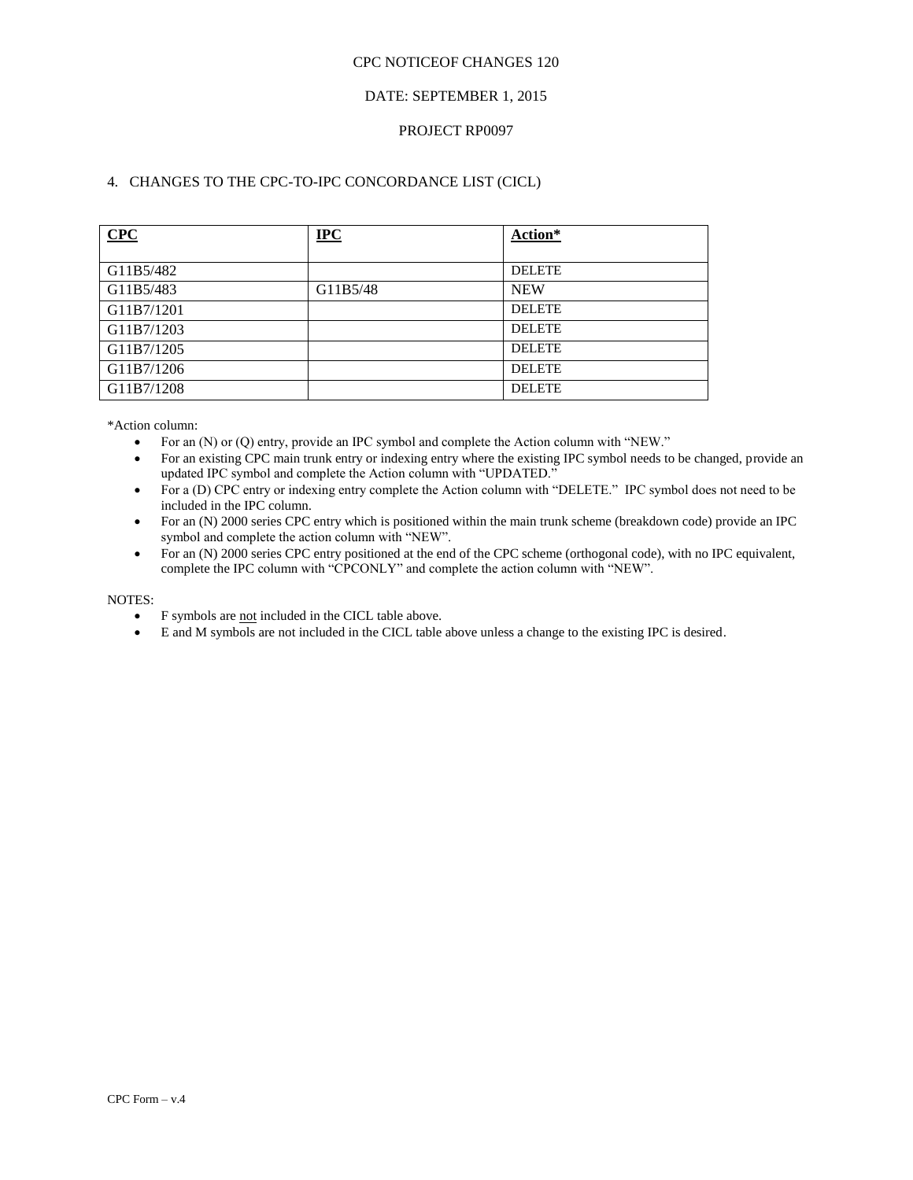CPC NOTICEOF CHANGES 120

DATE: SEPTEMBER 1, 2015

PROJECT RP0097

## 4. CHANGES TO THE CPC-TO-IPC CONCORDANCE LIST (CICL)

| **CPC** | **IPC** | **Action*** |
|---|---|---|
| G11B5/482 | | DELETE |
| G11B5/483 | G11B5/48 | NEW |
| G11B7/1201 | | DELETE |
| G11B7/1203 | | DELETE |
| G11B7/1205 | | DELETE |
| G11B7/1206 | | DELETE |
| G11B7/1208 | | DELETE |

*Action column:

- For an (N) or (Q) entry, provide an IPC symbol and complete the Action column with "NEW."
- For an existing CPC main trunk entry or indexing entry where the existing IPC symbol needs to be changed, provide an updated IPC symbol and complete the Action column with "UPDATED."
- For a (D) CPC entry or indexing entry complete the Action column with "DELETE." IPC symbol does not need to be included in the IPC column.
- For an (N) 2000 series CPC entry which is positioned within the main trunk scheme (breakdown code) provide an IPC symbol and complete the action column with "NEW".
- For an (N) 2000 series CPC entry positioned at the end of the CPC scheme (orthogonal code), with no IPC equivalent, complete the IPC column with "CPCONLY" and complete the action column with "NEW".

NOTES:

- F symbols are not included in the CICL table above.
- E and M symbols are not included in the CICL table above unless a change to the existing IPC is desired.

CPC Form – v.4